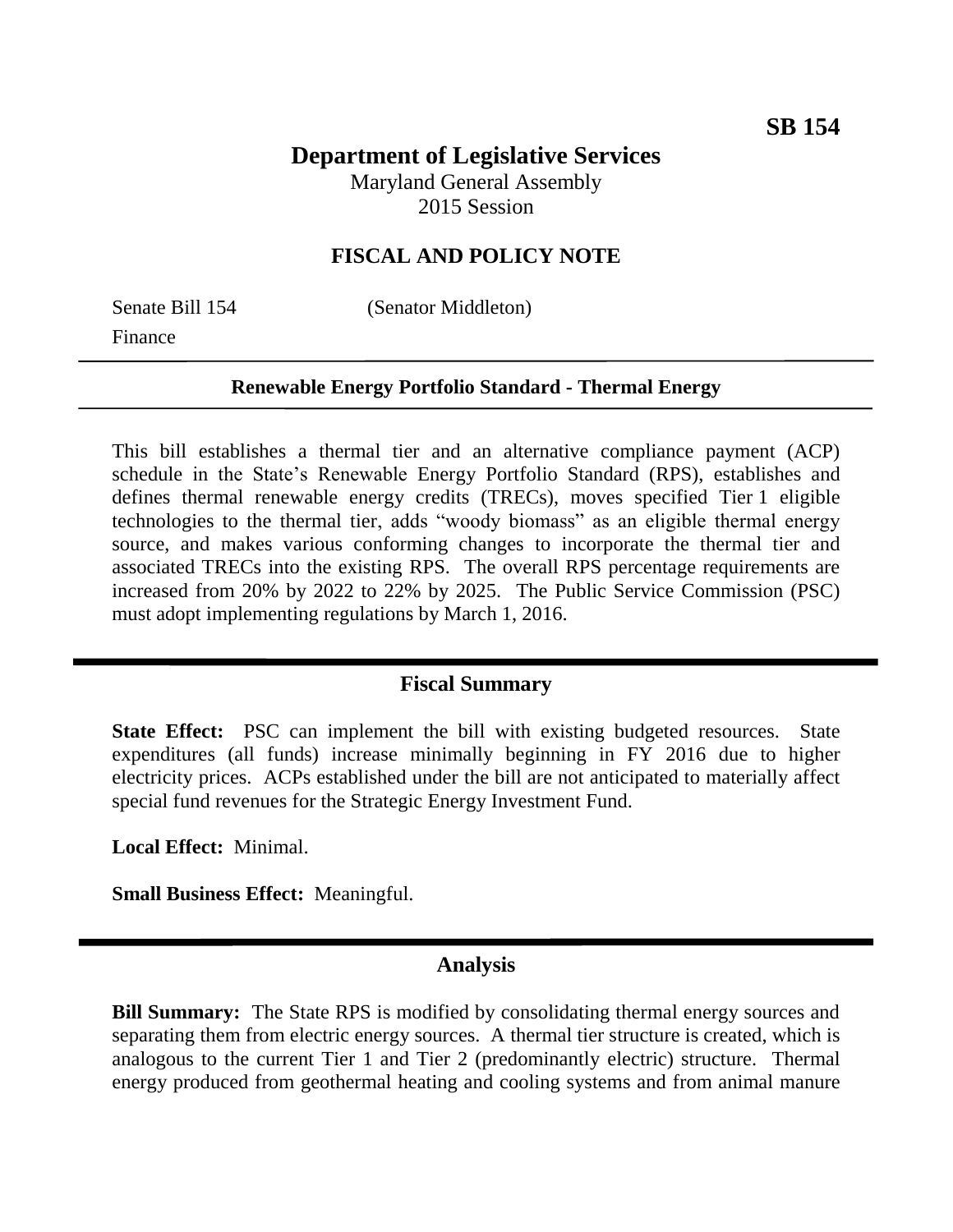**SB 154**

# Department of Legislative Services

Maryland General Assembly
2015 Session

## FISCAL AND POLICY NOTE

Senate Bill 154 (Senator Middleton)
Finance

**Renewable Energy Portfolio Standard - Thermal Energy**

This bill establishes a thermal tier and an alternative compliance payment (ACP) schedule in the State's Renewable Energy Portfolio Standard (RPS), establishes and defines thermal renewable energy credits (TRECs), moves specified Tier 1 eligible technologies to the thermal tier, adds "woody biomass" as an eligible thermal energy source, and makes various conforming changes to incorporate the thermal tier and associated TRECs into the existing RPS. The overall RPS percentage requirements are increased from 20% by 2022 to 22% by 2025. The Public Service Commission (PSC) must adopt implementing regulations by March 1, 2016.

## Fiscal Summary

**State Effect:** PSC can implement the bill with existing budgeted resources. State expenditures (all funds) increase minimally beginning in FY 2016 due to higher electricity prices. ACPs established under the bill are not anticipated to materially affect special fund revenues for the Strategic Energy Investment Fund.

**Local Effect:** Minimal.

**Small Business Effect:** Meaningful.

## Analysis

**Bill Summary:** The State RPS is modified by consolidating thermal energy sources and separating them from electric energy sources. A thermal tier structure is created, which is analogous to the current Tier 1 and Tier 2 (predominantly electric) structure. Thermal energy produced from geothermal heating and cooling systems and from animal manure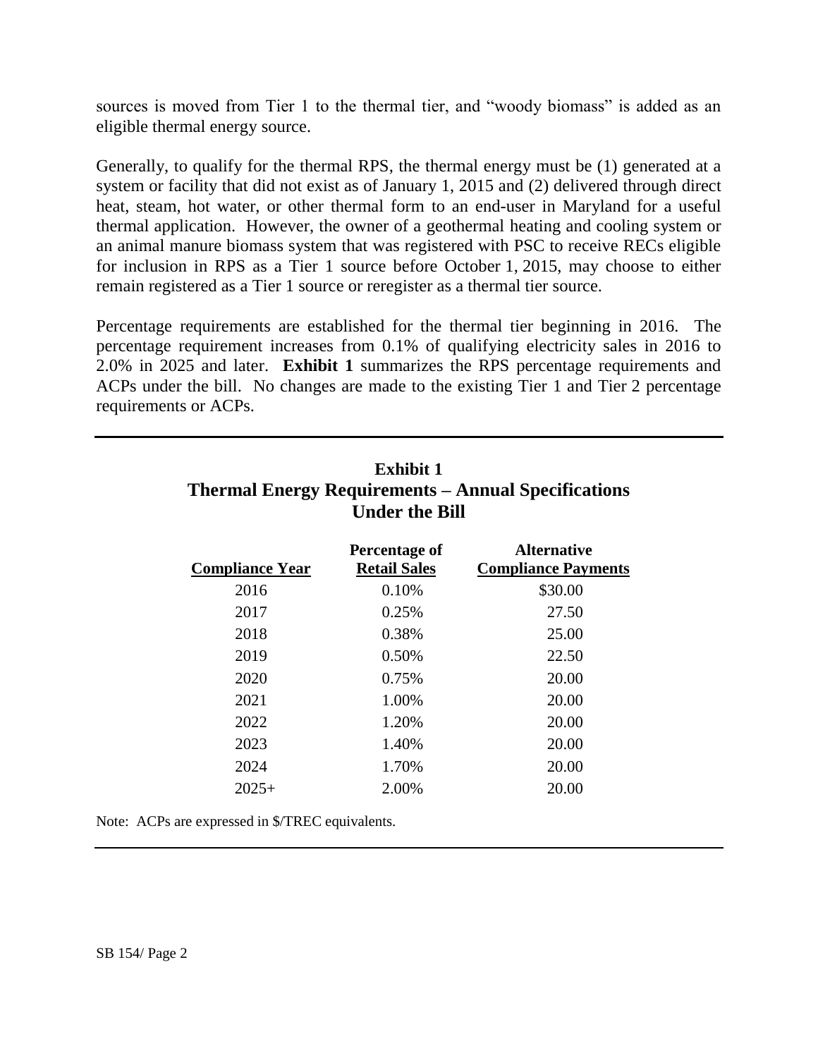sources is moved from Tier 1 to the thermal tier, and "woody biomass" is added as an eligible thermal energy source.

Generally, to qualify for the thermal RPS, the thermal energy must be (1) generated at a system or facility that did not exist as of January 1, 2015 and (2) delivered through direct heat, steam, hot water, or other thermal form to an end-user in Maryland for a useful thermal application. However, the owner of a geothermal heating and cooling system or an animal manure biomass system that was registered with PSC to receive RECs eligible for inclusion in RPS as a Tier 1 source before October 1, 2015, may choose to either remain registered as a Tier 1 source or reregister as a thermal tier source.

Percentage requirements are established for the thermal tier beginning in 2016. The percentage requirement increases from 0.1% of qualifying electricity sales in 2016 to 2.0% in 2025 and later. **Exhibit 1** summarizes the RPS percentage requirements and ACPs under the bill. No changes are made to the existing Tier 1 and Tier 2 percentage requirements or ACPs.

**Exhibit 1**
**Thermal Energy Requirements – Annual Specifications Under the Bill**

| Compliance Year | Percentage of Retail Sales | Alternative Compliance Payments |
|---|---|---|
| 2016 | 0.10% | $30.00 |
| 2017 | 0.25% | 27.50 |
| 2018 | 0.38% | 25.00 |
| 2019 | 0.50% | 22.50 |
| 2020 | 0.75% | 20.00 |
| 2021 | 1.00% | 20.00 |
| 2022 | 1.20% | 20.00 |
| 2023 | 1.40% | 20.00 |
| 2024 | 1.70% | 20.00 |
| 2025+ | 2.00% | 20.00 |

Note: ACPs are expressed in $/TREC equivalents.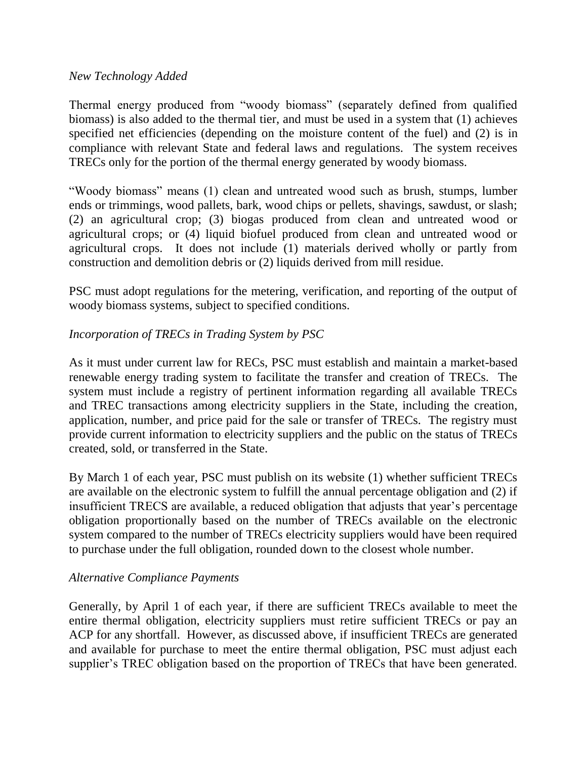*New Technology Added*

Thermal energy produced from "woody biomass" (separately defined from qualified biomass) is also added to the thermal tier, and must be used in a system that (1) achieves specified net efficiencies (depending on the moisture content of the fuel) and (2) is in compliance with relevant State and federal laws and regulations. The system receives TRECs only for the portion of the thermal energy generated by woody biomass.

"Woody biomass" means (1) clean and untreated wood such as brush, stumps, lumber ends or trimmings, wood pallets, bark, wood chips or pellets, shavings, sawdust, or slash; (2) an agricultural crop; (3) biogas produced from clean and untreated wood or agricultural crops; or (4) liquid biofuel produced from clean and untreated wood or agricultural crops. It does not include (1) materials derived wholly or partly from construction and demolition debris or (2) liquids derived from mill residue.

PSC must adopt regulations for the metering, verification, and reporting of the output of woody biomass systems, subject to specified conditions.

*Incorporation of TRECs in Trading System by PSC*

As it must under current law for RECs, PSC must establish and maintain a market-based renewable energy trading system to facilitate the transfer and creation of TRECs. The system must include a registry of pertinent information regarding all available TRECs and TREC transactions among electricity suppliers in the State, including the creation, application, number, and price paid for the sale or transfer of TRECs. The registry must provide current information to electricity suppliers and the public on the status of TRECs created, sold, or transferred in the State.

By March 1 of each year, PSC must publish on its website (1) whether sufficient TRECs are available on the electronic system to fulfill the annual percentage obligation and (2) if insufficient TRECS are available, a reduced obligation that adjusts that year's percentage obligation proportionally based on the number of TRECs available on the electronic system compared to the number of TRECs electricity suppliers would have been required to purchase under the full obligation, rounded down to the closest whole number.

*Alternative Compliance Payments*

Generally, by April 1 of each year, if there are sufficient TRECs available to meet the entire thermal obligation, electricity suppliers must retire sufficient TRECs or pay an ACP for any shortfall. However, as discussed above, if insufficient TRECs are generated and available for purchase to meet the entire thermal obligation, PSC must adjust each supplier's TREC obligation based on the proportion of TRECs that have been generated.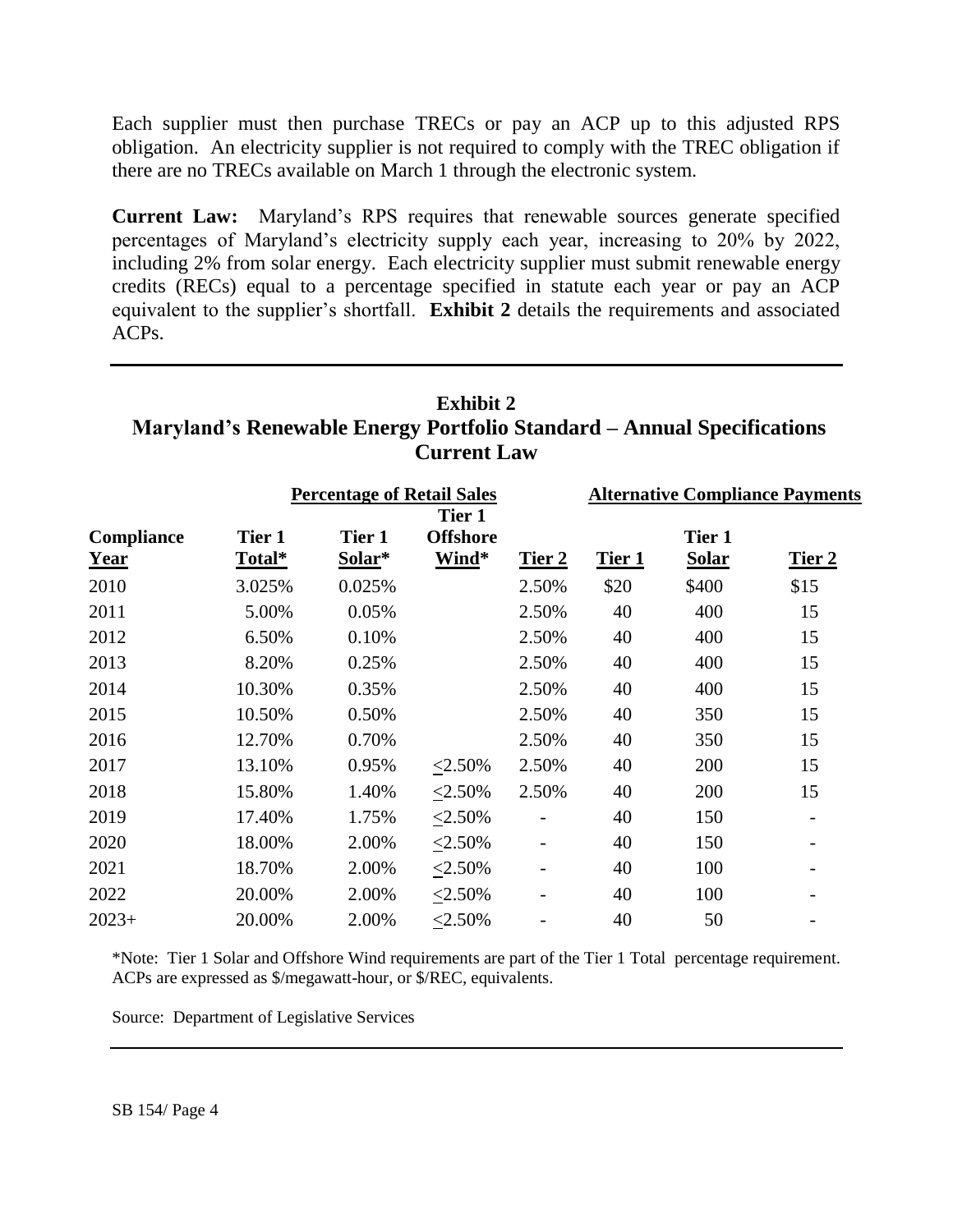Each supplier must then purchase TRECs or pay an ACP up to this adjusted RPS obligation. An electricity supplier is not required to comply with the TREC obligation if there are no TRECs available on March 1 through the electronic system.

**Current Law:** Maryland's RPS requires that renewable sources generate specified percentages of Maryland's electricity supply each year, increasing to 20% by 2022, including 2% from solar energy. Each electricity supplier must submit renewable energy credits (RECs) equal to a percentage specified in statute each year or pay an ACP equivalent to the supplier's shortfall. **Exhibit 2** details the requirements and associated ACPs.

**Exhibit 2**
**Maryland's Renewable Energy Portfolio Standard – Annual Specifications**
**Current Law**

| | Percentage of Retail Sales | | | | Alternative Compliance Payments | | |
|---|---|---|---|---|---|---|---|
| Compliance Year | Tier 1 Total* | Tier 1 Solar* | Tier 1 Offshore Wind* | Tier 2 | Tier 1 | Tier 1 Solar | Tier 2 |
| 2010 | 3.025% | 0.025% | | 2.50% | $20 | $400 | $15 |
| 2011 | 5.00% | 0.05% | | 2.50% | 40 | 400 | 15 |
| 2012 | 6.50% | 0.10% | | 2.50% | 40 | 400 | 15 |
| 2013 | 8.20% | 0.25% | | 2.50% | 40 | 400 | 15 |
| 2014 | 10.30% | 0.35% | | 2.50% | 40 | 400 | 15 |
| 2015 | 10.50% | 0.50% | | 2.50% | 40 | 350 | 15 |
| 2016 | 12.70% | 0.70% | | 2.50% | 40 | 350 | 15 |
| 2017 | 13.10% | 0.95% | ≤2.50% | 2.50% | 40 | 200 | 15 |
| 2018 | 15.80% | 1.40% | ≤2.50% | 2.50% | 40 | 200 | 15 |
| 2019 | 17.40% | 1.75% | ≤2.50% | - | 40 | 150 | - |
| 2020 | 18.00% | 2.00% | ≤2.50% | - | 40 | 150 | - |
| 2021 | 18.70% | 2.00% | ≤2.50% | - | 40 | 100 | - |
| 2022 | 20.00% | 2.00% | ≤2.50% | - | 40 | 100 | - |
| 2023+ | 20.00% | 2.00% | ≤2.50% | - | 40 | 50 | - |

*Note: Tier 1 Solar and Offshore Wind requirements are part of the Tier 1 Total percentage requirement. ACPs are expressed as $/megawatt-hour, or $/REC, equivalents.

Source: Department of Legislative Services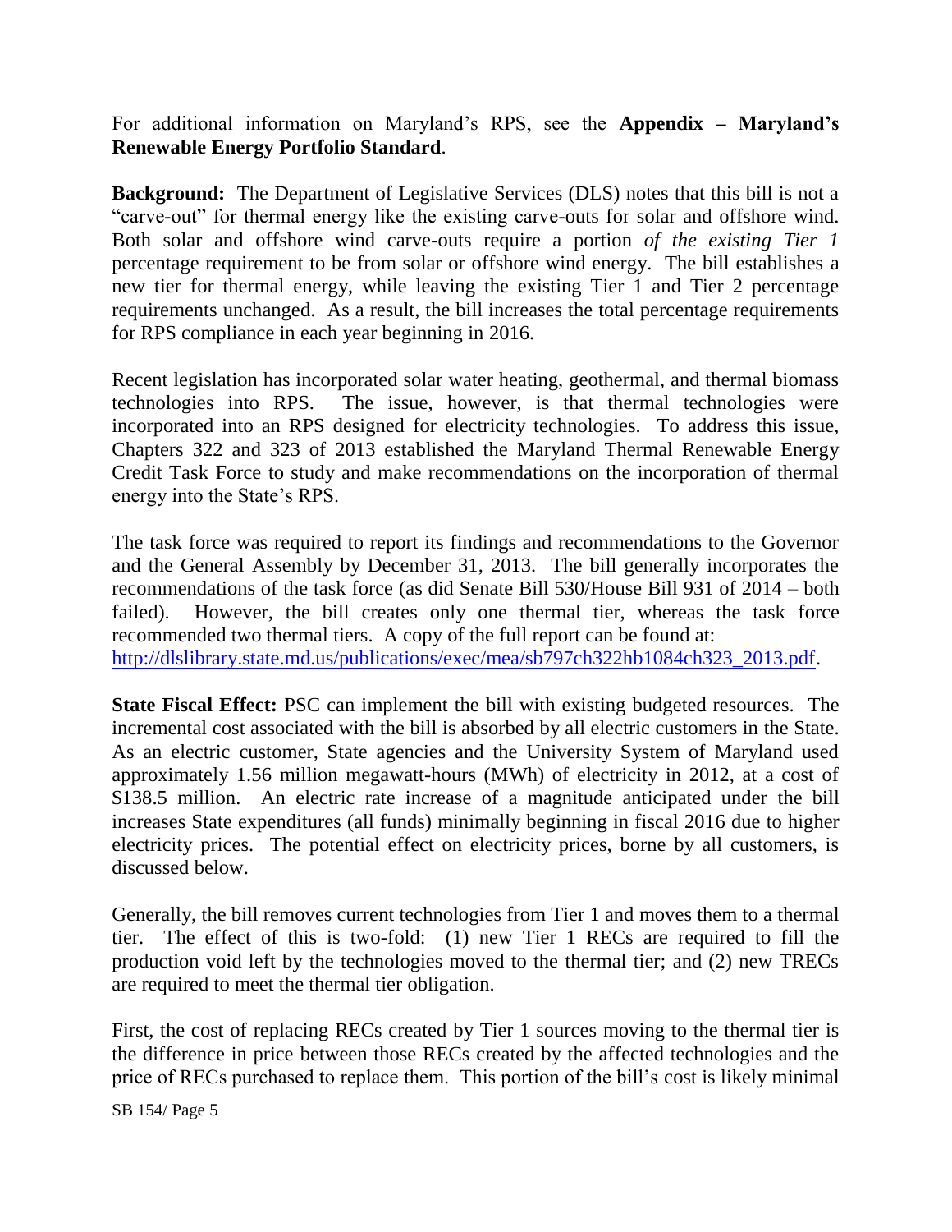For additional information on Maryland's RPS, see the **Appendix – Maryland's Renewable Energy Portfolio Standard**.

**Background:** The Department of Legislative Services (DLS) notes that this bill is not a "carve-out" for thermal energy like the existing carve-outs for solar and offshore wind. Both solar and offshore wind carve-outs require a portion *of the existing Tier 1* percentage requirement to be from solar or offshore wind energy. The bill establishes a new tier for thermal energy, while leaving the existing Tier 1 and Tier 2 percentage requirements unchanged. As a result, the bill increases the total percentage requirements for RPS compliance in each year beginning in 2016.

Recent legislation has incorporated solar water heating, geothermal, and thermal biomass technologies into RPS. The issue, however, is that thermal technologies were incorporated into an RPS designed for electricity technologies. To address this issue, Chapters 322 and 323 of 2013 established the Maryland Thermal Renewable Energy Credit Task Force to study and make recommendations on the incorporation of thermal energy into the State's RPS.

The task force was required to report its findings and recommendations to the Governor and the General Assembly by December 31, 2013. The bill generally incorporates the recommendations of the task force (as did Senate Bill 530/House Bill 931 of 2014 – both failed). However, the bill creates only one thermal tier, whereas the task force recommended two thermal tiers. A copy of the full report can be found at: http://dlslibrary.state.md.us/publications/exec/mea/sb797ch322hb1084ch323_2013.pdf.

**State Fiscal Effect:** PSC can implement the bill with existing budgeted resources. The incremental cost associated with the bill is absorbed by all electric customers in the State. As an electric customer, State agencies and the University System of Maryland used approximately 1.56 million megawatt-hours (MWh) of electricity in 2012, at a cost of $138.5 million. An electric rate increase of a magnitude anticipated under the bill increases State expenditures (all funds) minimally beginning in fiscal 2016 due to higher electricity prices. The potential effect on electricity prices, borne by all customers, is discussed below.

Generally, the bill removes current technologies from Tier 1 and moves them to a thermal tier. The effect of this is two-fold: (1) new Tier 1 RECs are required to fill the production void left by the technologies moved to the thermal tier; and (2) new TRECs are required to meet the thermal tier obligation.

First, the cost of replacing RECs created by Tier 1 sources moving to the thermal tier is the difference in price between those RECs created by the affected technologies and the price of RECs purchased to replace them. This portion of the bill's cost is likely minimal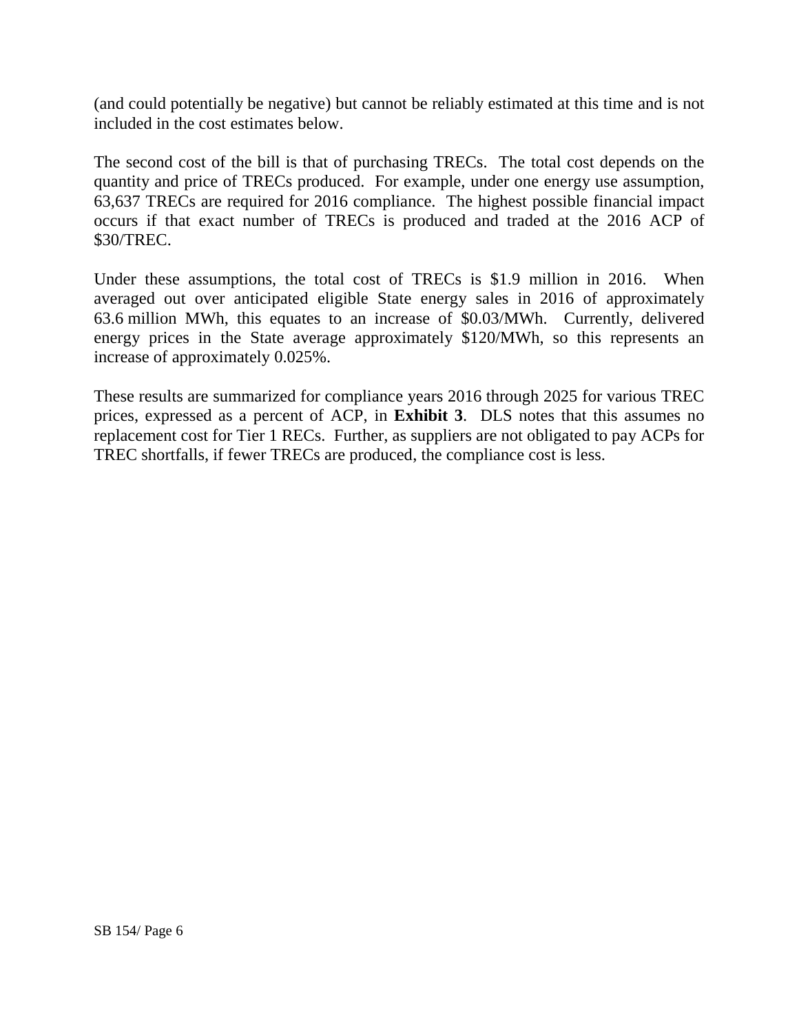(and could potentially be negative) but cannot be reliably estimated at this time and is not included in the cost estimates below.

The second cost of the bill is that of purchasing TRECs. The total cost depends on the quantity and price of TRECs produced. For example, under one energy use assumption, 63,637 TRECs are required for 2016 compliance. The highest possible financial impact occurs if that exact number of TRECs is produced and traded at the 2016 ACP of $30/TREC.

Under these assumptions, the total cost of TRECs is $1.9 million in 2016. When averaged out over anticipated eligible State energy sales in 2016 of approximately 63.6 million MWh, this equates to an increase of $0.03/MWh. Currently, delivered energy prices in the State average approximately $120/MWh, so this represents an increase of approximately 0.025%.

These results are summarized for compliance years 2016 through 2025 for various TREC prices, expressed as a percent of ACP, in **Exhibit 3**. DLS notes that this assumes no replacement cost for Tier 1 RECs. Further, as suppliers are not obligated to pay ACPs for TREC shortfalls, if fewer TRECs are produced, the compliance cost is less.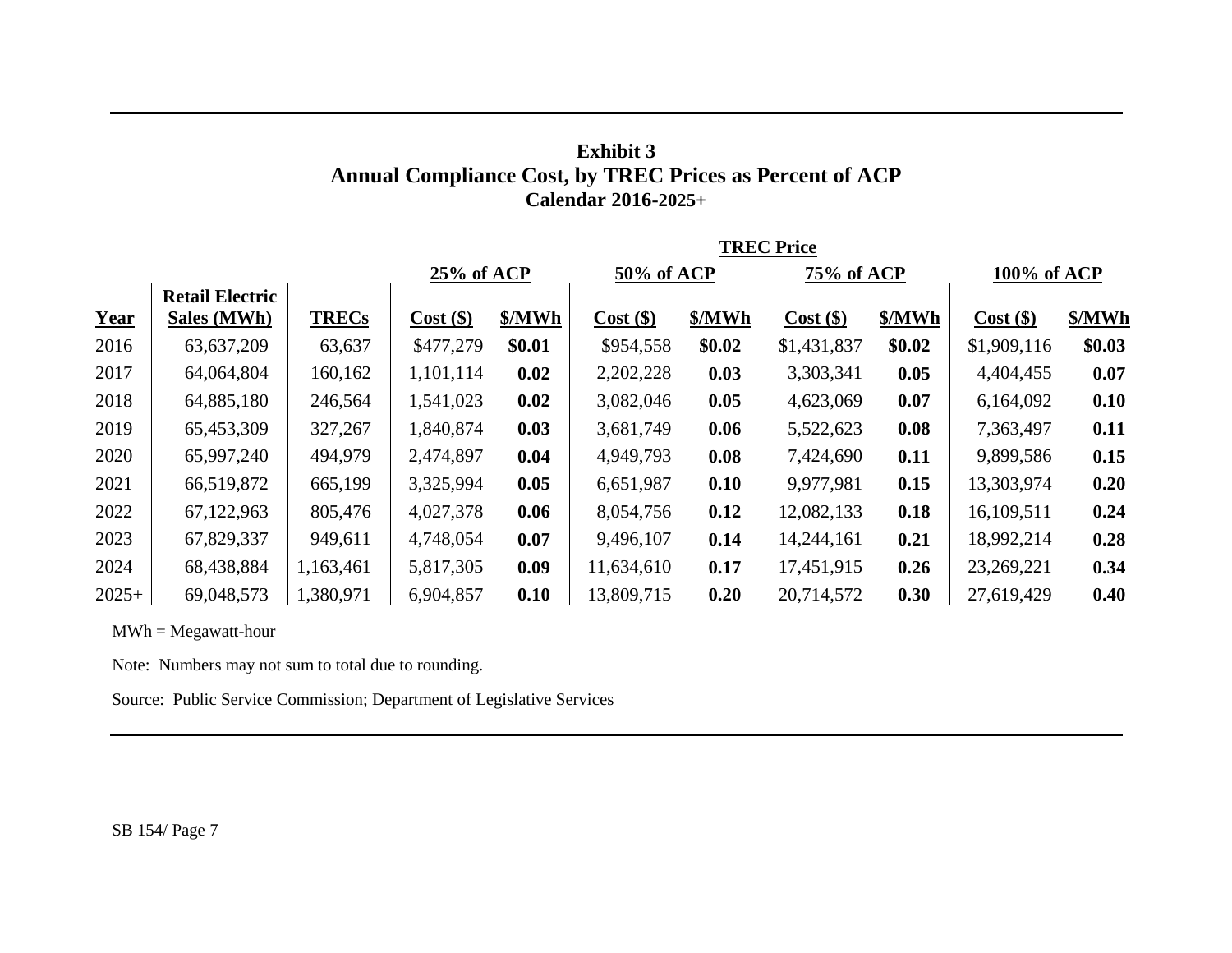**Exhibit 3**
**Annual Compliance Cost, by TREC Prices as Percent of ACP**
**Calendar 2016-2025+**

| | | | TREC Price | | | | | | | |
|---|---|---|---|---|---|---|---|---|---|---|
| | | | 25% of ACP | | 50% of ACP | | 75% of ACP | | 100% of ACP | |
| Year | Retail Electric Sales (MWh) | TRECs | Cost ($) | $/MWh | Cost ($) | $/MWh | Cost ($) | $/MWh | Cost ($) | $/MWh |
| 2016 | 63,637,209 | 63,637 | $477,279 | **$0.01** | $954,558 | **$0.02** | $1,431,837 | **$0.02** | $1,909,116 | **$0.03** |
| 2017 | 64,064,804 | 160,162 | 1,101,114 | **0.02** | 2,202,228 | **0.03** | 3,303,341 | **0.05** | 4,404,455 | **0.07** |
| 2018 | 64,885,180 | 246,564 | 1,541,023 | **0.02** | 3,082,046 | **0.05** | 4,623,069 | **0.07** | 6,164,092 | **0.10** |
| 2019 | 65,453,309 | 327,267 | 1,840,874 | **0.03** | 3,681,749 | **0.06** | 5,522,623 | **0.08** | 7,363,497 | **0.11** |
| 2020 | 65,997,240 | 494,979 | 2,474,897 | **0.04** | 4,949,793 | **0.08** | 7,424,690 | **0.11** | 9,899,586 | **0.15** |
| 2021 | 66,519,872 | 665,199 | 3,325,994 | **0.05** | 6,651,987 | **0.10** | 9,977,981 | **0.15** | 13,303,974 | **0.20** |
| 2022 | 67,122,963 | 805,476 | 4,027,378 | **0.06** | 8,054,756 | **0.12** | 12,082,133 | **0.18** | 16,109,511 | **0.24** |
| 2023 | 67,829,337 | 949,611 | 4,748,054 | **0.07** | 9,496,107 | **0.14** | 14,244,161 | **0.21** | 18,992,214 | **0.28** |
| 2024 | 68,438,884 | 1,163,461 | 5,817,305 | **0.09** | 11,634,610 | **0.17** | 17,451,915 | **0.26** | 23,269,221 | **0.34** |
| 2025+ | 69,048,573 | 1,380,971 | 6,904,857 | **0.10** | 13,809,715 | **0.20** | 20,714,572 | **0.30** | 27,619,429 | **0.40** |

MWh = Megawatt-hour

Note: Numbers may not sum to total due to rounding.

Source: Public Service Commission; Department of Legislative Services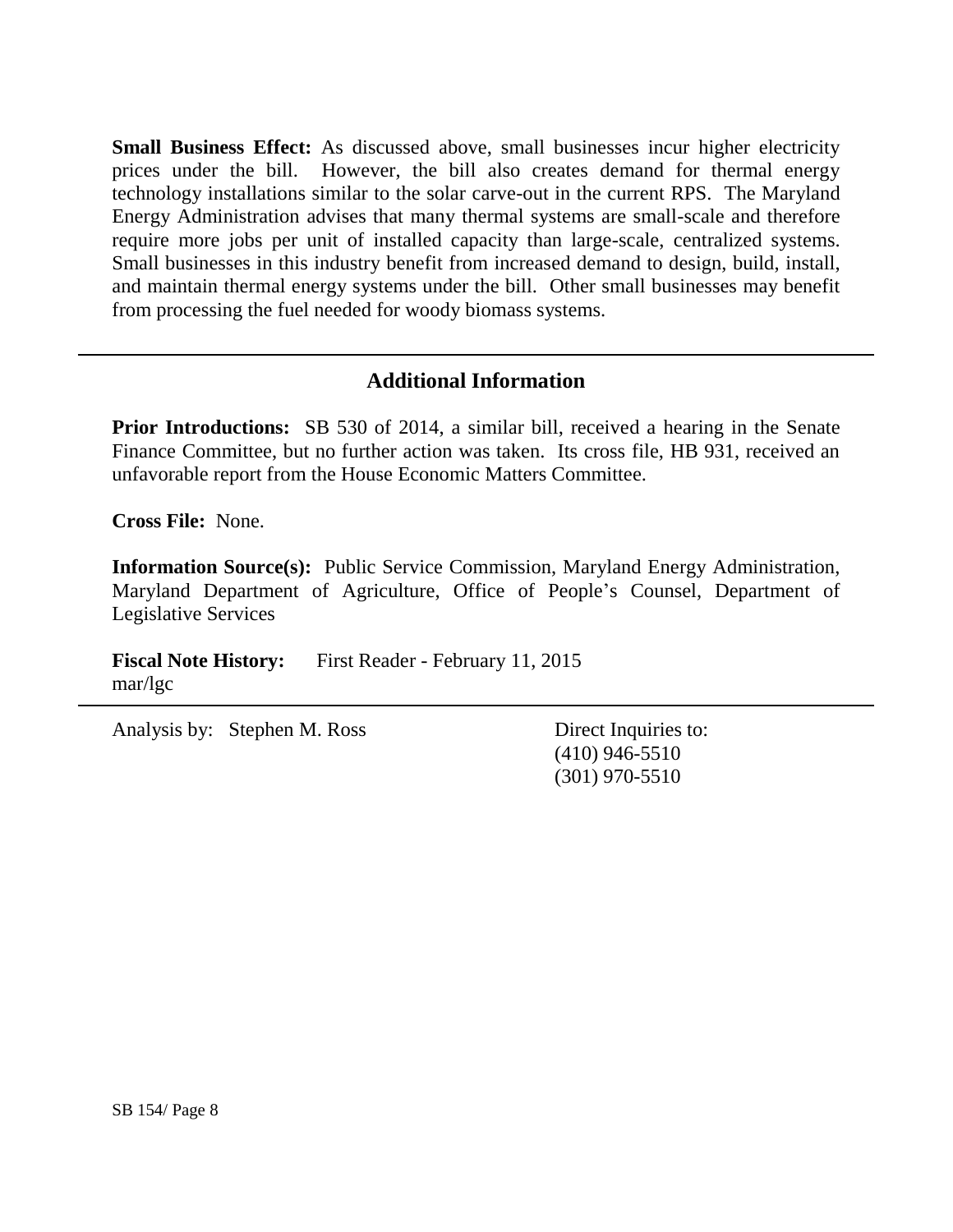**Small Business Effect:** As discussed above, small businesses incur higher electricity prices under the bill. However, the bill also creates demand for thermal energy technology installations similar to the solar carve-out in the current RPS. The Maryland Energy Administration advises that many thermal systems are small-scale and therefore require more jobs per unit of installed capacity than large-scale, centralized systems. Small businesses in this industry benefit from increased demand to design, build, install, and maintain thermal energy systems under the bill. Other small businesses may benefit from processing the fuel needed for woody biomass systems.

---

## Additional Information

**Prior Introductions:** SB 530 of 2014, a similar bill, received a hearing in the Senate Finance Committee, but no further action was taken. Its cross file, HB 931, received an unfavorable report from the House Economic Matters Committee.

**Cross File:** None.

**Information Source(s):** Public Service Commission, Maryland Energy Administration, Maryland Department of Agriculture, Office of People's Counsel, Department of Legislative Services

**Fiscal Note History:** First Reader - February 11, 2015
mar/lgc

---

Analysis by: Stephen M. Ross

Direct Inquiries to:
(410) 946-5510
(301) 970-5510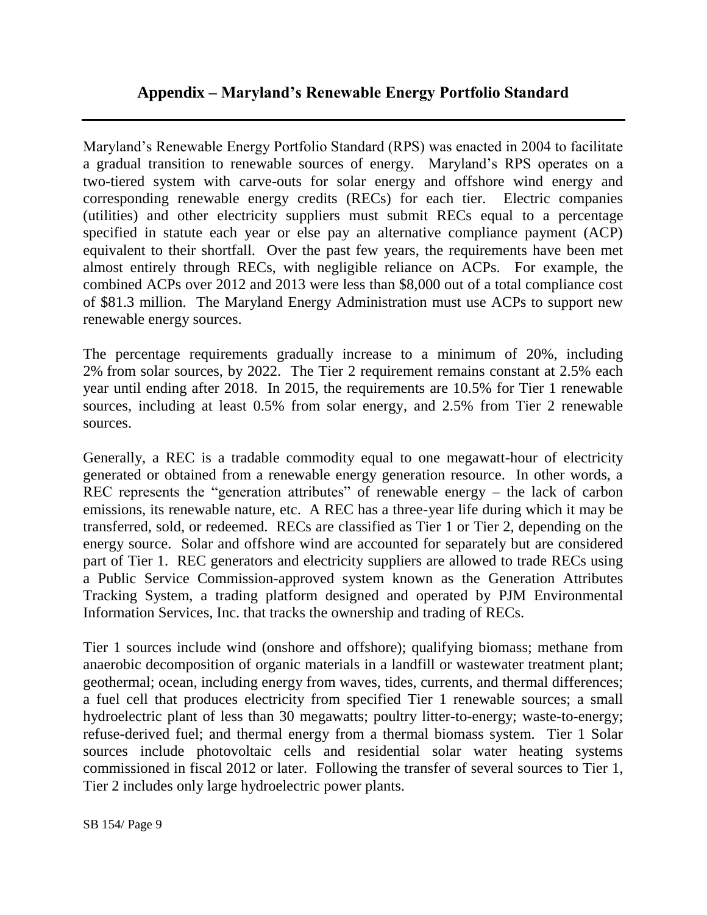## Appendix – Maryland's Renewable Energy Portfolio Standard

Maryland's Renewable Energy Portfolio Standard (RPS) was enacted in 2004 to facilitate a gradual transition to renewable sources of energy. Maryland's RPS operates on a two-tiered system with carve-outs for solar energy and offshore wind energy and corresponding renewable energy credits (RECs) for each tier. Electric companies (utilities) and other electricity suppliers must submit RECs equal to a percentage specified in statute each year or else pay an alternative compliance payment (ACP) equivalent to their shortfall. Over the past few years, the requirements have been met almost entirely through RECs, with negligible reliance on ACPs. For example, the combined ACPs over 2012 and 2013 were less than $8,000 out of a total compliance cost of $81.3 million. The Maryland Energy Administration must use ACPs to support new renewable energy sources.

The percentage requirements gradually increase to a minimum of 20%, including 2% from solar sources, by 2022. The Tier 2 requirement remains constant at 2.5% each year until ending after 2018. In 2015, the requirements are 10.5% for Tier 1 renewable sources, including at least 0.5% from solar energy, and 2.5% from Tier 2 renewable sources.

Generally, a REC is a tradable commodity equal to one megawatt-hour of electricity generated or obtained from a renewable energy generation resource. In other words, a REC represents the "generation attributes" of renewable energy – the lack of carbon emissions, its renewable nature, etc. A REC has a three-year life during which it may be transferred, sold, or redeemed. RECs are classified as Tier 1 or Tier 2, depending on the energy source. Solar and offshore wind are accounted for separately but are considered part of Tier 1. REC generators and electricity suppliers are allowed to trade RECs using a Public Service Commission-approved system known as the Generation Attributes Tracking System, a trading platform designed and operated by PJM Environmental Information Services, Inc. that tracks the ownership and trading of RECs.

Tier 1 sources include wind (onshore and offshore); qualifying biomass; methane from anaerobic decomposition of organic materials in a landfill or wastewater treatment plant; geothermal; ocean, including energy from waves, tides, currents, and thermal differences; a fuel cell that produces electricity from specified Tier 1 renewable sources; a small hydroelectric plant of less than 30 megawatts; poultry litter-to-energy; waste-to-energy; refuse-derived fuel; and thermal energy from a thermal biomass system. Tier 1 Solar sources include photovoltaic cells and residential solar water heating systems commissioned in fiscal 2012 or later. Following the transfer of several sources to Tier 1, Tier 2 includes only large hydroelectric power plants.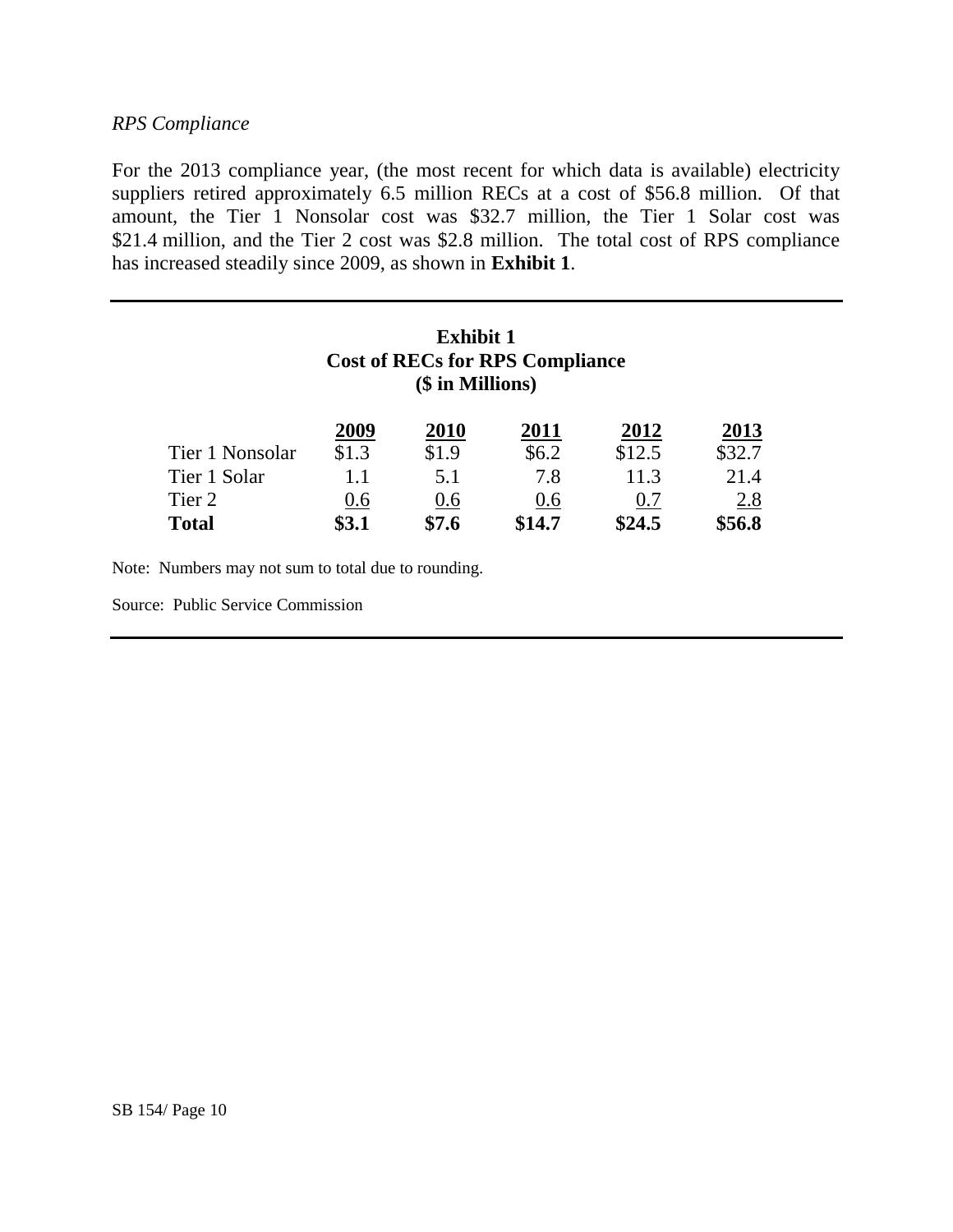*RPS Compliance*

For the 2013 compliance year, (the most recent for which data is available) electricity suppliers retired approximately 6.5 million RECs at a cost of $56.8 million. Of that amount, the Tier 1 Nonsolar cost was $32.7 million, the Tier 1 Solar cost was $21.4 million, and the Tier 2 cost was $2.8 million. The total cost of RPS compliance has increased steadily since 2009, as shown in **Exhibit 1**.

**Exhibit 1**
**Cost of RECs for RPS Compliance**
**($ in Millions)**

| | 2009 | 2010 | 2011 | 2012 | 2013 |
|---|---|---|---|---|---|
| Tier 1 Nonsolar | $1.3 | $1.9 | $6.2 | $12.5 | $32.7 |
| Tier 1 Solar | 1.1 | 5.1 | 7.8 | 11.3 | 21.4 |
| Tier 2 | 0.6 | 0.6 | 0.6 | 0.7 | 2.8 |
| **Total** | **$3.1** | **$7.6** | **$14.7** | **$24.5** | **$56.8** |

Note: Numbers may not sum to total due to rounding.

Source: Public Service Commission